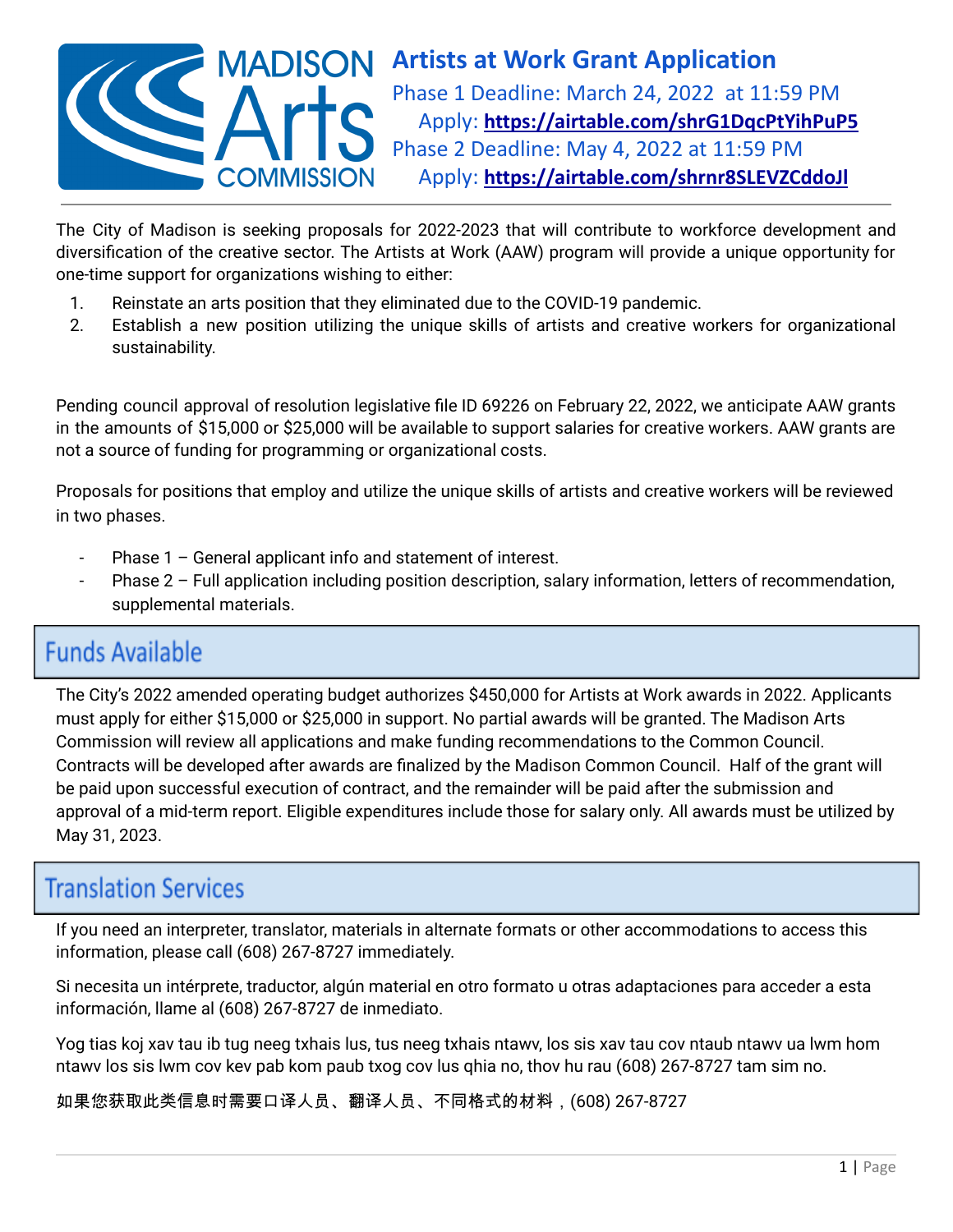# Artists at Work Grant Application

Phase 1 Deadline: March 24, 2022 at 11:59 PM

Apply: **https://airtable.com/shrG1DqcPtYihPuP5**

Phase 2 Deadline: May 4, 2022 at 11:59 PM

Apply: **https://airtable.com/shrnr8SLEVZCddoJl**

The City of Madison is seeking proposals for 2022-2023 that will contribute to workforce development and diversification of the creative sector. The Artists at Work (AAW) program will provide a unique opportunity for one-time support for organizations wishing to either:

1. Reinstate an arts position that they eliminated due to the COVID-19 pandemic.
2. Establish a new position utilizing the unique skills of artists and creative workers for organizational sustainability.

Pending council approval of resolution legislative file ID 69226 on February 22, 2022, we anticipate AAW grants in the amounts of $15,000 or $25,000 will be available to support salaries for creative workers. AAW grants are not a source of funding for programming or organizational costs.

Proposals for positions that employ and utilize the unique skills of artists and creative workers will be reviewed in two phases.

- Phase 1 – General applicant info and statement of interest.
- Phase 2 – Full application including position description, salary information, letters of recommendation, supplemental materials.

## Funds Available

The City's 2022 amended operating budget authorizes $450,000 for Artists at Work awards in 2022. Applicants must apply for either $15,000 or $25,000 in support. No partial awards will be granted. The Madison Arts Commission will review all applications and make funding recommendations to the Common Council. Contracts will be developed after awards are finalized by the Madison Common Council. Half of the grant will be paid upon successful execution of contract, and the remainder will be paid after the submission and approval of a mid-term report. Eligible expenditures include those for salary only. All awards must be utilized by May 31, 2023.

## Translation Services

If you need an interpreter, translator, materials in alternate formats or other accommodations to access this information, please call (608) 267-8727 immediately.

Si necesita un intérprete, traductor, algún material en otro formato u otras adaptaciones para acceder a esta información, llame al (608) 267-8727 de inmediato.

Yog tias koj xav tau ib tug neeg txhais lus, tus neeg txhais ntawv, los sis xav tau cov ntaub ntawv ua lwm hom ntawv los sis lwm cov kev pab kom paub txog cov lus qhia no, thov hu rau (608) 267-8727 tam sim no.

如果您获取此类信息时需要口译人员、翻译人员、不同格式的材料，(608) 267-8727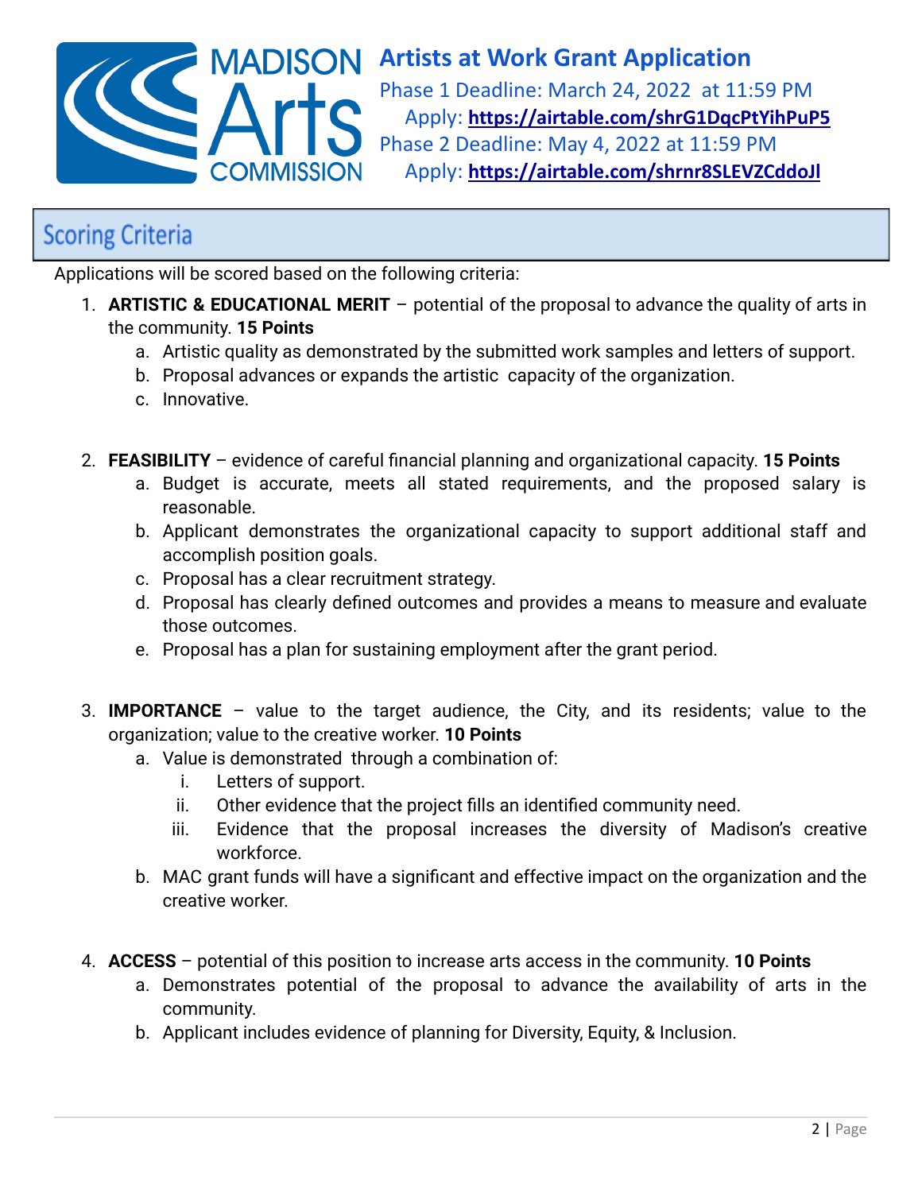**Artists at Work Grant Application**

Phase 1 Deadline: March 24, 2022 at 11:59 PM
Apply: **https://airtable.com/shrG1DqcPtYihPuP5**

Phase 2 Deadline: May 4, 2022 at 11:59 PM
Apply: **https://airtable.com/shrnr8SLEVZCddoJl**

## Scoring Criteria

Applications will be scored based on the following criteria:

1. **ARTISTIC & EDUCATIONAL MERIT** – potential of the proposal to advance the quality of arts in the community. **15 Points**
   a. Artistic quality as demonstrated by the submitted work samples and letters of support.
   b. Proposal advances or expands the artistic capacity of the organization.
   c. Innovative.

2. **FEASIBILITY** – evidence of careful financial planning and organizational capacity. **15 Points**
   a. Budget is accurate, meets all stated requirements, and the proposed salary is reasonable.
   b. Applicant demonstrates the organizational capacity to support additional staff and accomplish position goals.
   c. Proposal has a clear recruitment strategy.
   d. Proposal has clearly defined outcomes and provides a means to measure and evaluate those outcomes.
   e. Proposal has a plan for sustaining employment after the grant period.

3. **IMPORTANCE** – value to the target audience, the City, and its residents; value to the organization; value to the creative worker. **10 Points**
   a. Value is demonstrated through a combination of:
      i. Letters of support.
      ii. Other evidence that the project fills an identified community need.
      iii. Evidence that the proposal increases the diversity of Madison's creative workforce.
   b. MAC grant funds will have a significant and effective impact on the organization and the creative worker.

4. **ACCESS** – potential of this position to increase arts access in the community. **10 Points**
   a. Demonstrates potential of the proposal to advance the availability of arts in the community.
   b. Applicant includes evidence of planning for Diversity, Equity, & Inclusion.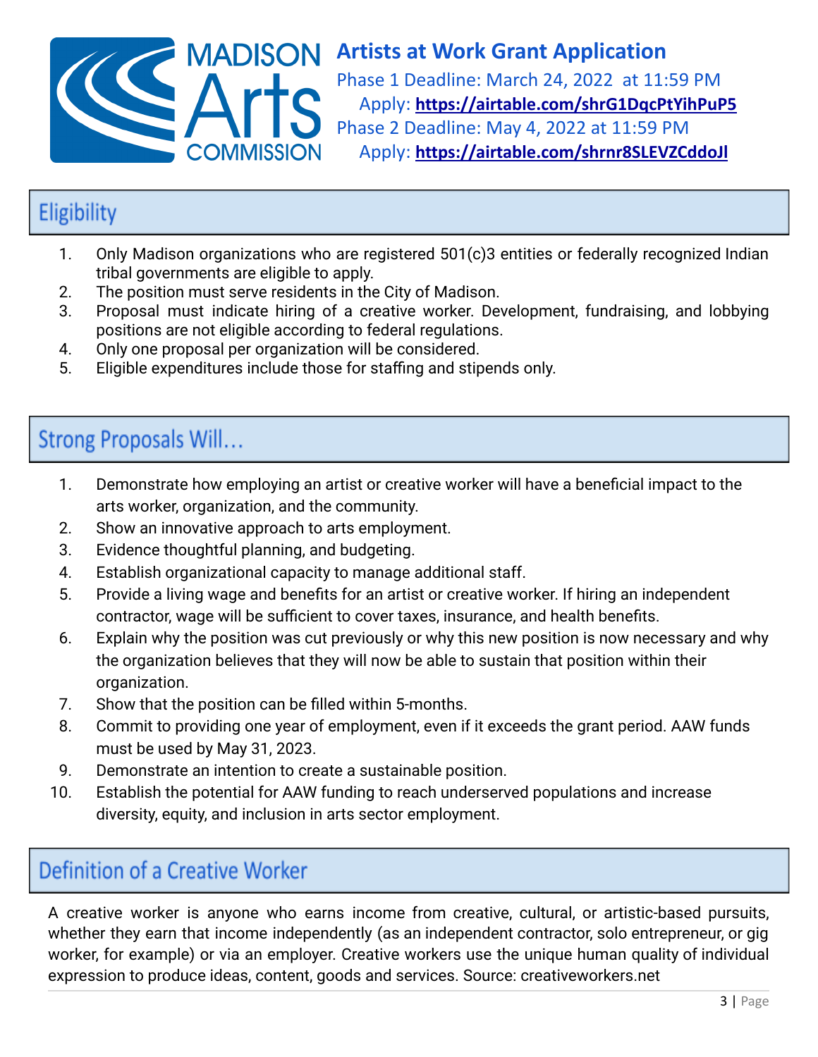# Artists at Work Grant Application

Phase 1 Deadline: March 24, 2022 at 11:59 PM
Apply: **https://airtable.com/shrG1DqcPtYihPuP5**
Phase 2 Deadline: May 4, 2022 at 11:59 PM
Apply: **https://airtable.com/shrnr8SLEVZCddoJl**

## Eligibility

1. Only Madison organizations who are registered 501(c)3 entities or federally recognized Indian tribal governments are eligible to apply.
2. The position must serve residents in the City of Madison.
3. Proposal must indicate hiring of a creative worker. Development, fundraising, and lobbying positions are not eligible according to federal regulations.
4. Only one proposal per organization will be considered.
5. Eligible expenditures include those for staffing and stipends only.

## Strong Proposals Will…

1. Demonstrate how employing an artist or creative worker will have a beneficial impact to the arts worker, organization, and the community.
2. Show an innovative approach to arts employment.
3. Evidence thoughtful planning, and budgeting.
4. Establish organizational capacity to manage additional staff.
5. Provide a living wage and benefits for an artist or creative worker. If hiring an independent contractor, wage will be sufficient to cover taxes, insurance, and health benefits.
6. Explain why the position was cut previously or why this new position is now necessary and why the organization believes that they will now be able to sustain that position within their organization.
7. Show that the position can be filled within 5-months.
8. Commit to providing one year of employment, even if it exceeds the grant period. AAW funds must be used by May 31, 2023.
9. Demonstrate an intention to create a sustainable position.
10. Establish the potential for AAW funding to reach underserved populations and increase diversity, equity, and inclusion in arts sector employment.

## Definition of a Creative Worker

A creative worker is anyone who earns income from creative, cultural, or artistic-based pursuits, whether they earn that income independently (as an independent contractor, solo entrepreneur, or gig worker, for example) or via an employer. Creative workers use the unique human quality of individual expression to produce ideas, content, goods and services. Source: creativeworkers.net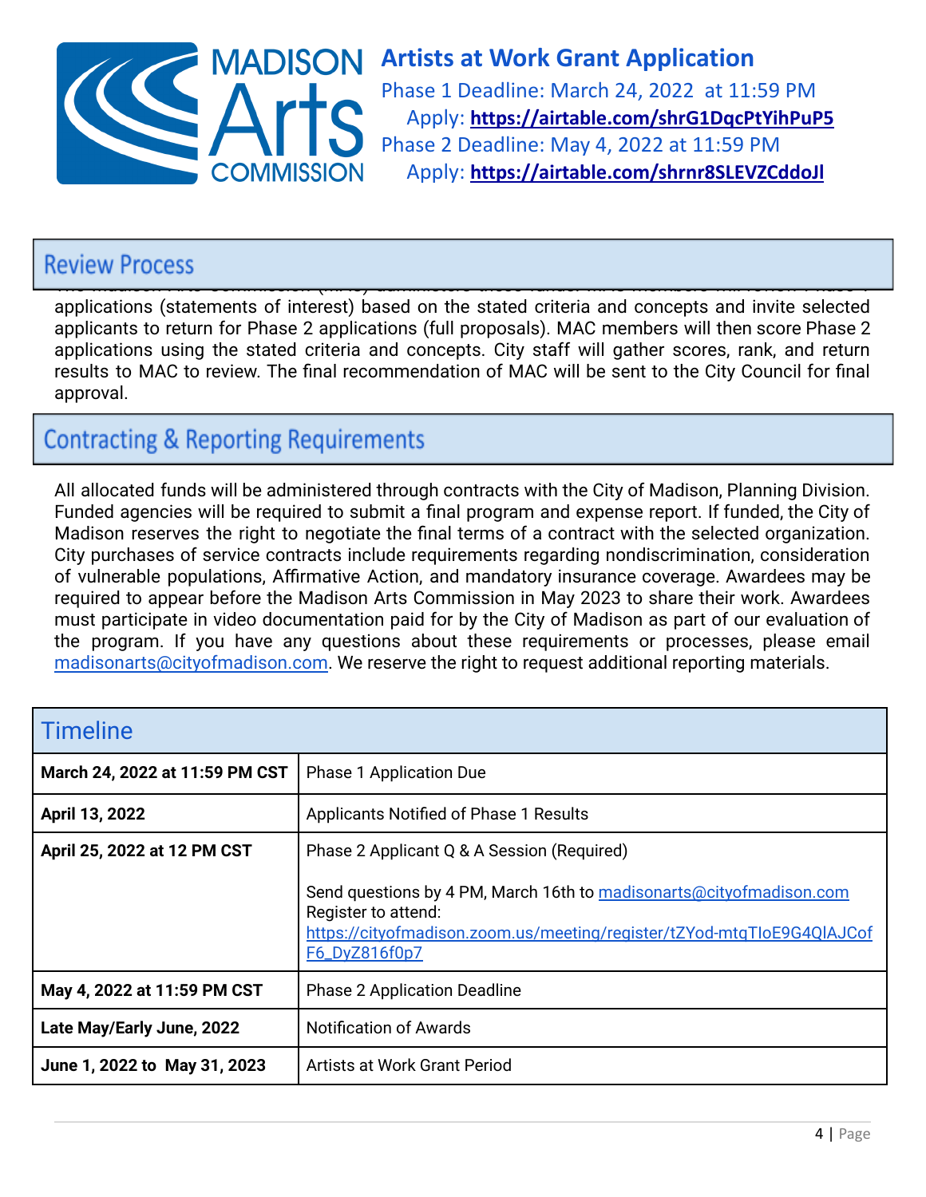# Artists at Work Grant Application

Phase 1 Deadline: March 24, 2022 at 11:59 PM

Apply: **https://airtable.com/shrG1DqcPtYihPuP5**

Phase 2 Deadline: May 4, 2022 at 11:59 PM

Apply: **https://airtable.com/shrnr8SLEVZCddoJl**

## Review Process

The Madison Arts Commission (MAC) administers these funds. MAC members will review Phase 1 applications (statements of interest) based on the stated criteria and concepts and invite selected applicants to return for Phase 2 applications (full proposals). MAC members will then score Phase 2 applications using the stated criteria and concepts. City staff will gather scores, rank, and return results to MAC to review. The final recommendation of MAC will be sent to the City Council for final approval.

## Contracting & Reporting Requirements

All allocated funds will be administered through contracts with the City of Madison, Planning Division. Funded agencies will be required to submit a final program and expense report. If funded, the City of Madison reserves the right to negotiate the final terms of a contract with the selected organization. City purchases of service contracts include requirements regarding nondiscrimination, consideration of vulnerable populations, Affirmative Action, and mandatory insurance coverage. Awardees may be required to appear before the Madison Arts Commission in May 2023 to share their work. Awardees must participate in video documentation paid for by the City of Madison as part of our evaluation of the program. If you have any questions about these requirements or processes, please email madisonarts@cityofmadison.com. We reserve the right to request additional reporting materials.

## Timeline

| | |
|---|---|
| **March 24, 2022 at 11:59 PM CST** | Phase 1 Application Due |
| **April 13, 2022** | Applicants Notified of Phase 1 Results |
| **April 25, 2022 at 12 PM CST** | Phase 2 Applicant Q & A Session (Required)<br><br>Send questions by 4 PM, March 16th to madisonarts@cityofmadison.com<br>Register to attend:<br>https://cityofmadison.zoom.us/meeting/register/tZYod-mtqTIoE9G4QlAJCofF6_DyZ816f0p7 |
| **May 4, 2022 at 11:59 PM CST** | Phase 2 Application Deadline |
| **Late May/Early June, 2022** | Notification of Awards |
| **June 1, 2022 to May 31, 2023** | Artists at Work Grant Period |